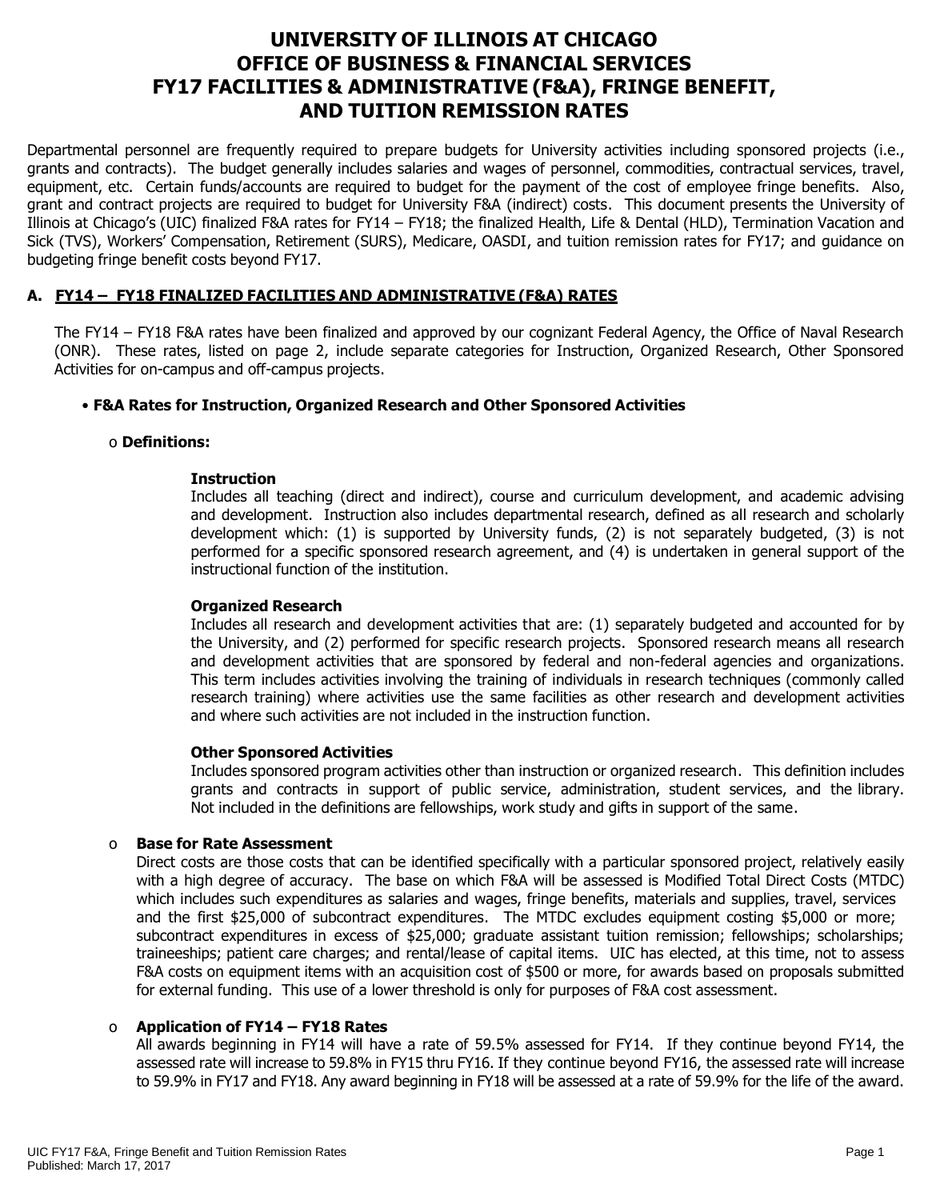# UNIVERSITY OF ILLINOIS AT CHICAGO
# OFFICE OF BUSINESS & FINANCIAL SERVICES
# FY17 FACILITIES & ADMINISTRATIVE (F&A), FRINGE BENEFIT, AND TUITION REMISSION RATES

Departmental personnel are frequently required to prepare budgets for University activities including sponsored projects (i.e., grants and contracts). The budget generally includes salaries and wages of personnel, commodities, contractual services, travel, equipment, etc. Certain funds/accounts are required to budget for the payment of the cost of employee fringe benefits. Also, grant and contract projects are required to budget for University F&A (indirect) costs. This document presents the University of Illinois at Chicago's (UIC) finalized F&A rates for FY14 – FY18; the finalized Health, Life & Dental (HLD), Termination Vacation and Sick (TVS), Workers' Compensation, Retirement (SURS), Medicare, OASDI, and tuition remission rates for FY17; and guidance on budgeting fringe benefit costs beyond FY17.

## A. FY14 – FY18 FINALIZED FACILITIES AND ADMINISTRATIVE (F&A) RATES

The FY14 – FY18 F&A rates have been finalized and approved by our cognizant Federal Agency, the Office of Naval Research (ONR). These rates, listed on page 2, include separate categories for Instruction, Organized Research, Other Sponsored Activities for on-campus and off-campus projects.

- **F&A Rates for Instruction, Organized Research and Other Sponsored Activities**

  - **Definitions:**

    **Instruction**
    Includes all teaching (direct and indirect), course and curriculum development, and academic advising and development. Instruction also includes departmental research, defined as all research and scholarly development which: (1) is supported by University funds, (2) is not separately budgeted, (3) is not performed for a specific sponsored research agreement, and (4) is undertaken in general support of the instructional function of the institution.

    **Organized Research**
    Includes all research and development activities that are: (1) separately budgeted and accounted for by the University, and (2) performed for specific research projects. Sponsored research means all research and development activities that are sponsored by federal and non-federal agencies and organizations. This term includes activities involving the training of individuals in research techniques (commonly called research training) where activities use the same facilities as other research and development activities and where such activities are not included in the instruction function.

    **Other Sponsored Activities**
    Includes sponsored program activities other than instruction or organized research. This definition includes grants and contracts in support of public service, administration, student services, and the library. Not included in the definitions are fellowships, work study and gifts in support of the same.

  - **Base for Rate Assessment**
    Direct costs are those costs that can be identified specifically with a particular sponsored project, relatively easily with a high degree of accuracy. The base on which F&A will be assessed is Modified Total Direct Costs (MTDC) which includes such expenditures as salaries and wages, fringe benefits, materials and supplies, travel, services and the first $25,000 of subcontract expenditures. The MTDC excludes equipment costing $5,000 or more; subcontract expenditures in excess of $25,000; graduate assistant tuition remission; fellowships; scholarships; traineeships; patient care charges; and rental/lease of capital items. UIC has elected, at this time, not to assess F&A costs on equipment items with an acquisition cost of $500 or more, for awards based on proposals submitted for external funding. This use of a lower threshold is only for purposes of F&A cost assessment.

  - **Application of FY14 – FY18 Rates**
    All awards beginning in FY14 will have a rate of 59.5% assessed for FY14. If they continue beyond FY14, the assessed rate will increase to 59.8% in FY15 thru FY16. If they continue beyond FY16, the assessed rate will increase to 59.9% in FY17 and FY18. Any award beginning in FY18 will be assessed at a rate of 59.9% for the life of the award.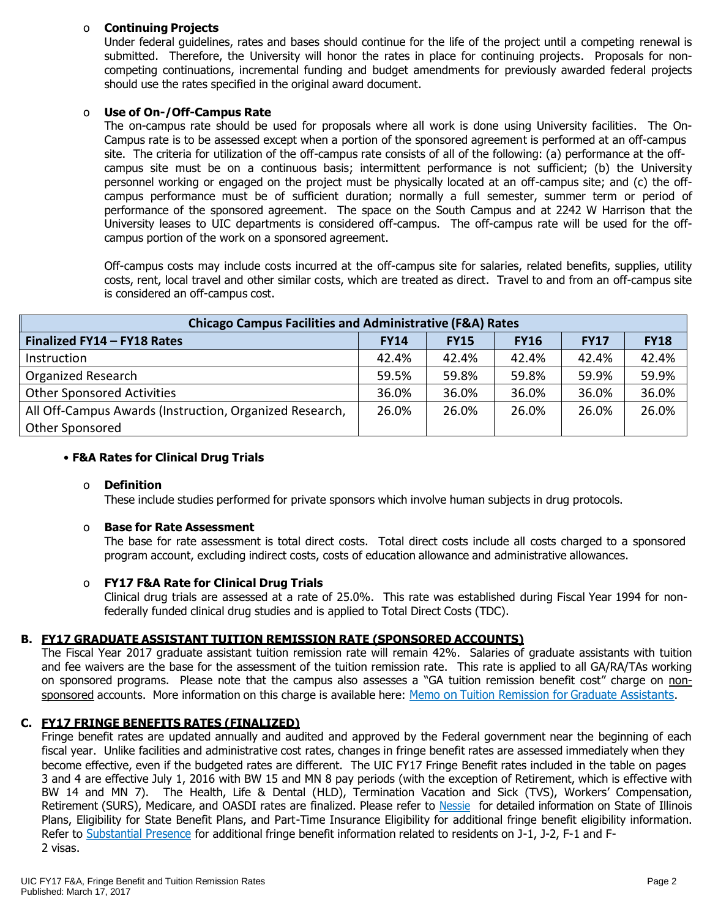- **Continuing Projects**

  Under federal guidelines, rates and bases should continue for the life of the project until a competing renewal is submitted. Therefore, the University will honor the rates in place for continuing projects. Proposals for non-competing continuations, incremental funding and budget amendments for previously awarded federal projects should use the rates specified in the original award document.

- **Use of On-/Off-Campus Rate**

  The on-campus rate should be used for proposals where all work is done using University facilities. The On-Campus rate is to be assessed except when a portion of the sponsored agreement is performed at an off-campus site. The criteria for utilization of the off-campus rate consists of all of the following: (a) performance at the off-campus site must be on a continuous basis; intermittent performance is not sufficient; (b) the University personnel working or engaged on the project must be physically located at an off-campus site; and (c) the off-campus performance must be of sufficient duration; normally a full semester, summer term or period of performance of the sponsored agreement. The space on the South Campus and at 2242 W Harrison that the University leases to UIC departments is considered off-campus. The off-campus rate will be used for the off-campus portion of the work on a sponsored agreement.

  Off-campus costs may include costs incurred at the off-campus site for salaries, related benefits, supplies, utility costs, rent, local travel and other similar costs, which are treated as direct. Travel to and from an off-campus site is considered an off-campus cost.

| Chicago Campus Facilities and Administrative (F&A) Rates | | | | | |
|---|---|---|---|---|---|
| **Finalized FY14 – FY18 Rates** | **FY14** | **FY15** | **FY16** | **FY17** | **FY18** |
| Instruction | 42.4% | 42.4% | 42.4% | 42.4% | 42.4% |
| Organized Research | 59.5% | 59.8% | 59.8% | 59.9% | 59.9% |
| Other Sponsored Activities | 36.0% | 36.0% | 36.0% | 36.0% | 36.0% |
| All Off-Campus Awards (Instruction, Organized Research, Other Sponsored | 26.0% | 26.0% | 26.0% | 26.0% | 26.0% |

- **F&A Rates for Clinical Drug Trials**

  - **Definition**

    These include studies performed for private sponsors which involve human subjects in drug protocols.

  - **Base for Rate Assessment**

    The base for rate assessment is total direct costs. Total direct costs include all costs charged to a sponsored program account, excluding indirect costs, costs of education allowance and administrative allowances.

  - **FY17 F&A Rate for Clinical Drug Trials**

    Clinical drug trials are assessed at a rate of 25.0%. This rate was established during Fiscal Year 1994 for non-federally funded clinical drug studies and is applied to Total Direct Costs (TDC).

## B. FY17 GRADUATE ASSISTANT TUITION REMISSION RATE (SPONSORED ACCOUNTS)

The Fiscal Year 2017 graduate assistant tuition remission rate will remain 42%. Salaries of graduate assistants with tuition and fee waivers are the base for the assessment of the tuition remission rate. This rate is applied to all GA/RA/TAs working on sponsored programs. Please note that the campus also assesses a "GA tuition remission benefit cost" charge on non-sponsored accounts. More information on this charge is available here: Memo on Tuition Remission for Graduate Assistants.

## C. FY17 FRINGE BENEFITS RATES (FINALIZED)

Fringe benefit rates are updated annually and audited and approved by the Federal government near the beginning of each fiscal year. Unlike facilities and administrative cost rates, changes in fringe benefit rates are assessed immediately when they become effective, even if the budgeted rates are different. The UIC FY17 Fringe Benefit rates included in the table on pages 3 and 4 are effective July 1, 2016 with BW 15 and MN 8 pay periods (with the exception of Retirement, which is effective with BW 14 and MN 7). The Health, Life & Dental (HLD), Termination Vacation and Sick (TVS), Workers' Compensation, Retirement (SURS), Medicare, and OASDI rates are finalized. Please refer to Nessie for detailed information on State of Illinois Plans, Eligibility for State Benefit Plans, and Part-Time Insurance Eligibility for additional fringe benefit eligibility information. Refer to Substantial Presence for additional fringe benefit information related to residents on J-1, J-2, F-1 and F-2 visas.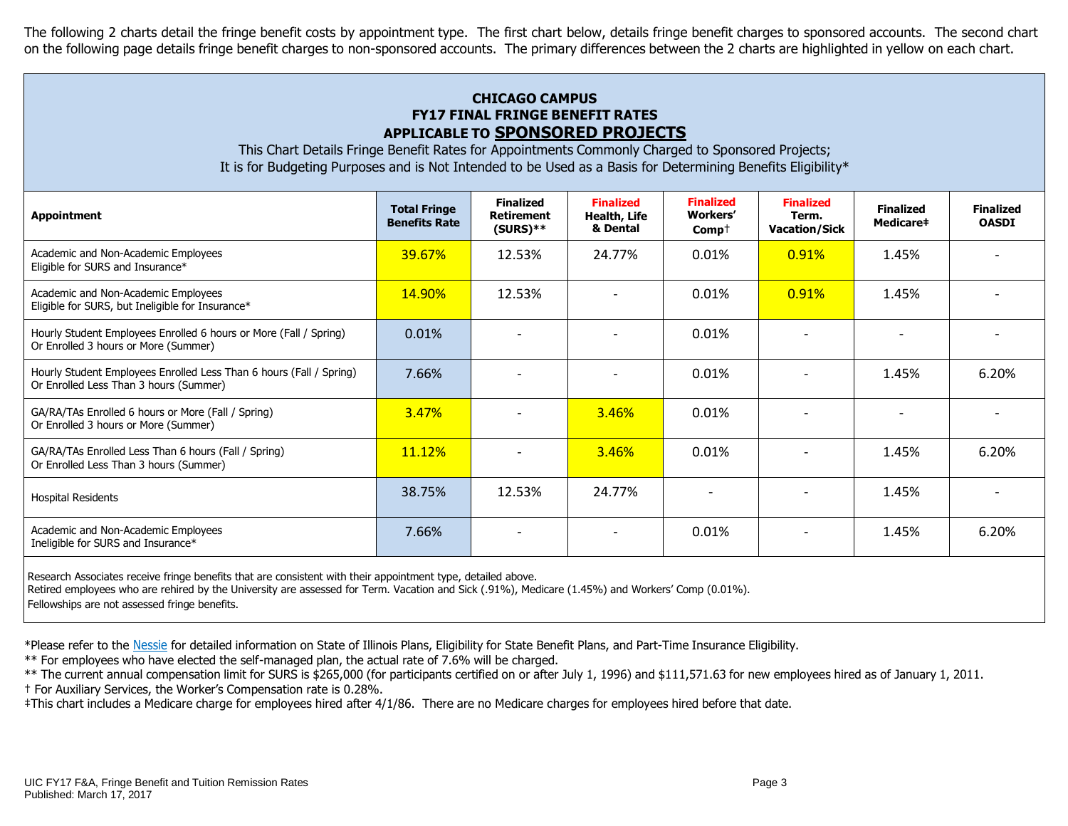The following 2 charts detail the fringe benefit costs by appointment type. The first chart below, details fringe benefit charges to sponsored accounts. The second chart on the following page details fringe benefit charges to non-sponsored accounts. The primary differences between the 2 charts are highlighted in yellow on each chart.

## CHICAGO CAMPUS
## FY17 FINAL FRINGE BENEFIT RATES
## APPLICABLE TO SPONSORED PROJECTS

This Chart Details Fringe Benefit Rates for Appointments Commonly Charged to Sponsored Projects;
It is for Budgeting Purposes and is Not Intended to be Used as a Basis for Determining Benefits Eligibility*

| Appointment | Total Fringe Benefits Rate | Finalized Retirement (SURS)** | Finalized Health, Life & Dental | Finalized Workers' Comp† | Finalized Term. Vacation/Sick | Finalized Medicare‡ | Finalized OASDI |
|---|---|---|---|---|---|---|---|
| Academic and Non-Academic Employees Eligible for SURS and Insurance* | 39.67% | 12.53% | 24.77% | 0.01% | 0.91% | 1.45% | - |
| Academic and Non-Academic Employees Eligible for SURS, but Ineligible for Insurance* | 14.90% | 12.53% | - | 0.01% | 0.91% | 1.45% | - |
| Hourly Student Employees Enrolled 6 hours or More (Fall / Spring) Or Enrolled 3 hours or More (Summer) | 0.01% | - | - | 0.01% | - | - | - |
| Hourly Student Employees Enrolled Less Than 6 hours (Fall / Spring) Or Enrolled Less Than 3 hours (Summer) | 7.66% | - | - | 0.01% | - | 1.45% | 6.20% |
| GA/RA/TAs Enrolled 6 hours or More (Fall / Spring) Or Enrolled 3 hours or More (Summer) | 3.47% | - | 3.46% | 0.01% | - | - | - |
| GA/RA/TAs Enrolled Less Than 6 hours (Fall / Spring) Or Enrolled Less Than 3 hours (Summer) | 11.12% | - | 3.46% | 0.01% | - | 1.45% | 6.20% |
| Hospital Residents | 38.75% | 12.53% | 24.77% | - | - | 1.45% | - |
| Academic and Non-Academic Employees Ineligible for SURS and Insurance* | 7.66% | - | - | 0.01% | - | 1.45% | 6.20% |

Research Associates receive fringe benefits that are consistent with their appointment type, detailed above.
Retired employees who are rehired by the University are assessed for Term. Vacation and Sick (.91%), Medicare (1.45%) and Workers' Comp (0.01%).
Fellowships are not assessed fringe benefits.

*Please refer to the Nessie for detailed information on State of Illinois Plans, Eligibility for State Benefit Plans, and Part-Time Insurance Eligibility.
** For employees who have elected the self-managed plan, the actual rate of 7.6% will be charged.
** The current annual compensation limit for SURS is $265,000 (for participants certified on or after July 1, 1996) and $111,571.63 for new employees hired as of January 1, 2011.
† For Auxiliary Services, the Worker's Compensation rate is 0.28%.
‡This chart includes a Medicare charge for employees hired after 4/1/86. There are no Medicare charges for employees hired before that date.

UIC FY17 F&A, Fringe Benefit and Tuition Remission Rates
Published: March 17, 2017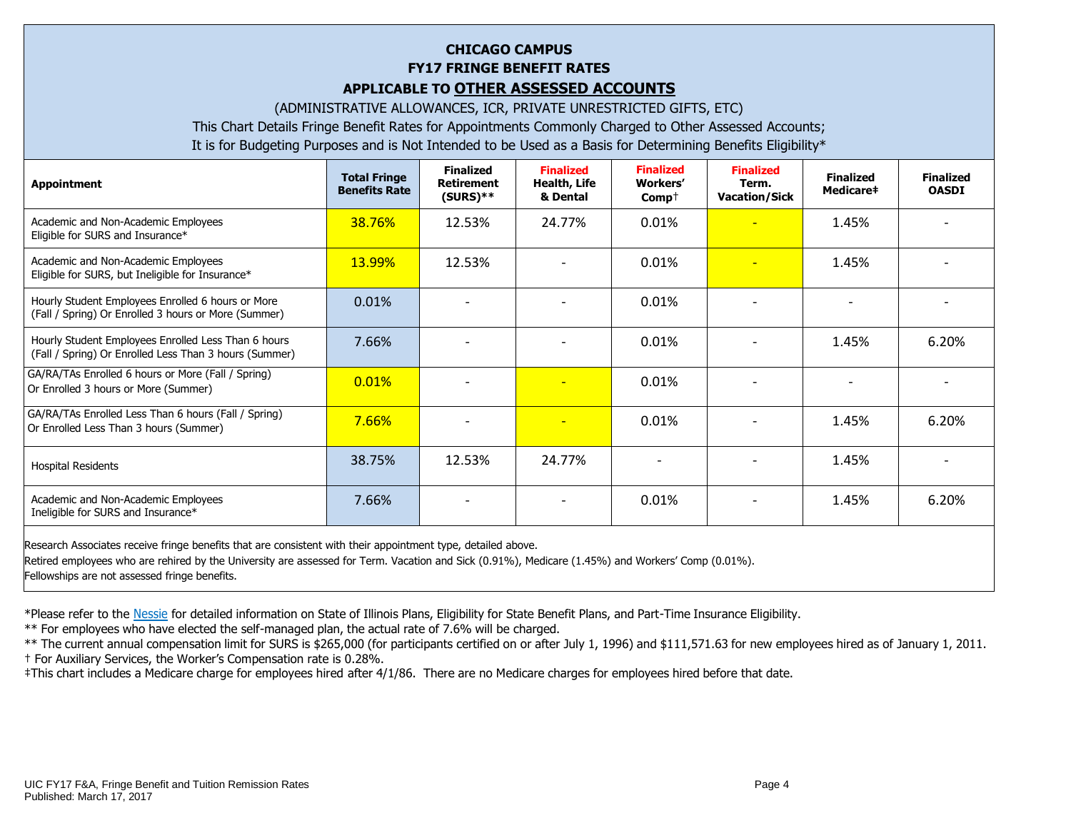**CHICAGO CAMPUS**
**FY17 FRINGE BENEFIT RATES**
**APPLICABLE TO OTHER ASSESSED ACCOUNTS**

(ADMINISTRATIVE ALLOWANCES, ICR, PRIVATE UNRESTRICTED GIFTS, ETC)

This Chart Details Fringe Benefit Rates for Appointments Commonly Charged to Other Assessed Accounts;

It is for Budgeting Purposes and is Not Intended to be Used as a Basis for Determining Benefits Eligibility*

| Appointment | Total Fringe Benefits Rate | Finalized Retirement (SURS)** | Finalized Health, Life & Dental | Finalized Workers' Comp† | Finalized Term. Vacation/Sick | Finalized Medicare‡ | Finalized OASDI |
|---|---|---|---|---|---|---|---|
| Academic and Non-Academic Employees Eligible for SURS and Insurance* | 38.76% | 12.53% | 24.77% | 0.01% | - | 1.45% | - |
| Academic and Non-Academic Employees Eligible for SURS, but Ineligible for Insurance* | 13.99% | 12.53% | - | 0.01% | - | 1.45% | - |
| Hourly Student Employees Enrolled 6 hours or More (Fall / Spring) Or Enrolled 3 hours or More (Summer) | 0.01% | - | - | 0.01% | - | - | - |
| Hourly Student Employees Enrolled Less Than 6 hours (Fall / Spring) Or Enrolled Less Than 3 hours (Summer) | 7.66% | - | - | 0.01% | - | 1.45% | 6.20% |
| GA/RA/TAs Enrolled 6 hours or More (Fall / Spring) Or Enrolled 3 hours or More (Summer) | 0.01% | - | - | 0.01% | - | - | - |
| GA/RA/TAs Enrolled Less Than 6 hours (Fall / Spring) Or Enrolled Less Than 3 hours (Summer) | 7.66% | - | - | 0.01% | - | 1.45% | 6.20% |
| Hospital Residents | 38.75% | 12.53% | 24.77% | - | - | 1.45% | - |
| Academic and Non-Academic Employees Ineligible for SURS and Insurance* | 7.66% | - | - | 0.01% | - | 1.45% | 6.20% |

Research Associates receive fringe benefits that are consistent with their appointment type, detailed above.

Retired employees who are rehired by the University are assessed for Term. Vacation and Sick (0.91%), Medicare (1.45%) and Workers' Comp (0.01%).

Fellowships are not assessed fringe benefits.

*Please refer to the Nessie for detailed information on State of Illinois Plans, Eligibility for State Benefit Plans, and Part-Time Insurance Eligibility.

** For employees who have elected the self-managed plan, the actual rate of 7.6% will be charged.

** The current annual compensation limit for SURS is $265,000 (for participants certified on or after July 1, 1996) and $111,571.63 for new employees hired as of January 1, 2011.

† For Auxiliary Services, the Worker's Compensation rate is 0.28%.

‡This chart includes a Medicare charge for employees hired after 4/1/86. There are no Medicare charges for employees hired before that date.

UIC FY17 F&A, Fringe Benefit and Tuition Remission Rates
Published: March 17, 2017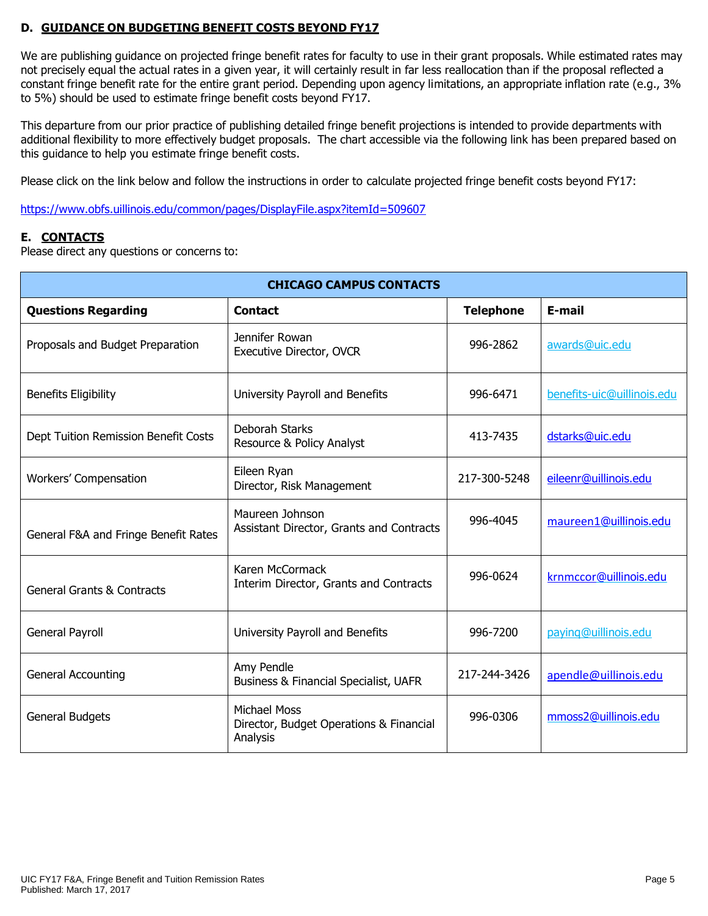## D. GUIDANCE ON BUDGETING BENEFIT COSTS BEYOND FY17

We are publishing guidance on projected fringe benefit rates for faculty to use in their grant proposals. While estimated rates may not precisely equal the actual rates in a given year, it will certainly result in far less reallocation than if the proposal reflected a constant fringe benefit rate for the entire grant period. Depending upon agency limitations, an appropriate inflation rate (e.g., 3% to 5%) should be used to estimate fringe benefit costs beyond FY17.

This departure from our prior practice of publishing detailed fringe benefit projections is intended to provide departments with additional flexibility to more effectively budget proposals. The chart accessible via the following link has been prepared based on this guidance to help you estimate fringe benefit costs.

Please click on the link below and follow the instructions in order to calculate projected fringe benefit costs beyond FY17:

https://www.obfs.uillinois.edu/common/pages/DisplayFile.aspx?itemId=509607

## E. CONTACTS

Please direct any questions or concerns to:

| CHICAGO CAMPUS CONTACTS | | | |
|---|---|---|---|
| **Questions Regarding** | **Contact** | **Telephone** | **E-mail** |
| Proposals and Budget Preparation | Jennifer Rowan<br>Executive Director, OVCR | 996-2862 | awards@uic.edu |
| Benefits Eligibility | University Payroll and Benefits | 996-6471 | benefits-uic@uillinois.edu |
| Dept Tuition Remission Benefit Costs | Deborah Starks<br>Resource & Policy Analyst | 413-7435 | dstarks@uic.edu |
| Workers' Compensation | Eileen Ryan<br>Director, Risk Management | 217-300-5248 | eileenr@uillinois.edu |
| General F&A and Fringe Benefit Rates | Maureen Johnson<br>Assistant Director, Grants and Contracts | 996-4045 | maureen1@uillinois.edu |
| General Grants & Contracts | Karen McCormack<br>Interim Director, Grants and Contracts | 996-0624 | krnmccor@uillinois.edu |
| General Payroll | University Payroll and Benefits | 996-7200 | payinq@uillinois.edu |
| General Accounting | Amy Pendle<br>Business & Financial Specialist, UAFR | 217-244-3426 | apendle@uillinois.edu |
| General Budgets | Michael Moss<br>Director, Budget Operations & Financial Analysis | 996-0306 | mmoss2@uillinois.edu |